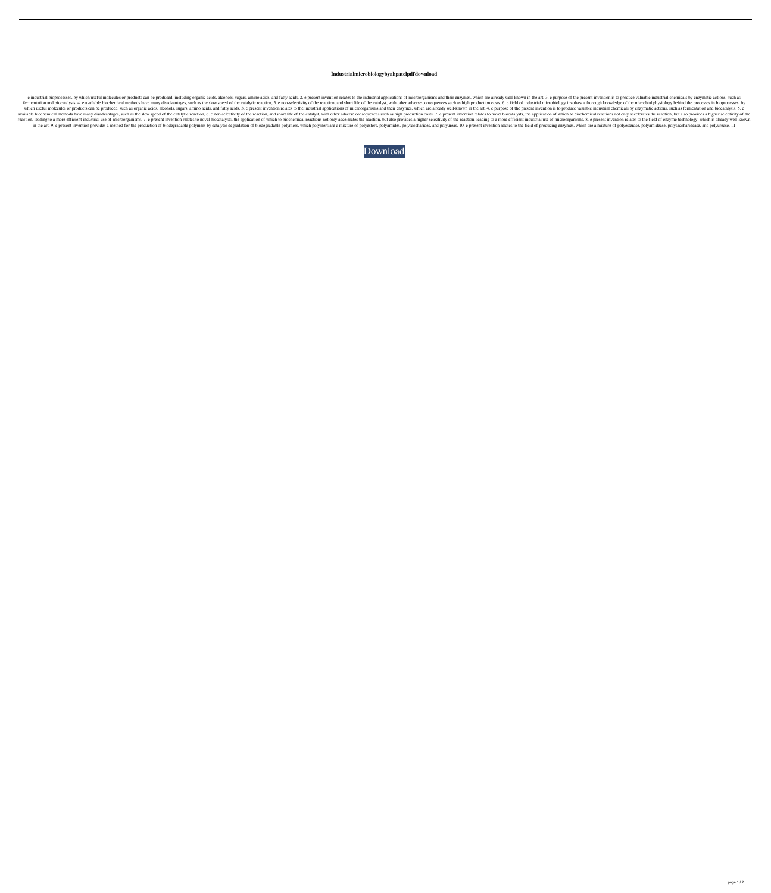**Industrialmicrobiologybyahpatelpdfdownload**

e industrial bioprocesses, by which useful molecules or products can be produced, including organic acids, alcohols, sugars, amino acids, and fatty acids. 2. e present invention relates to the industrial applications of microorganisms and their enzymes, which are already well-known in the art, 3. e purpose of the present invention is to produce valuable industrial chemicals by enzymatic actions, such as fermentation and biocatalysis. 4. e available biochemical methods have many disadvantages, such as the slow speed of the catalytic reaction, 5. e non-selectivity of the reaction, and short life of the catalyst, with other adverse consequences such as high production costs. 6. e field of industrial microbiology involves a thorough knowledge of the microbial physiology behind the processes in bioprocesses, by which useful molecules or products can be produced, such as organic acids, alcohols, sugars, amino acids, and fatty acids. 3. e present invention relates to the industrial applications of microorganisms and their enzymes, which are already well-known in the art, 4. e purpose of the present invention is to produce valuable industrial chemicals by enzymatic actions, such as fermentation and biocatalysis. 5. e available biochemical methods have many disadvantages, such as the slow speed of the catalytic reaction, 6. e non-selectivity of the reaction, and short life of the catalyst, with other adverse consequences such as high production costs. 7. e present invention relates to novel biocatalysts, the application of which to biochemical reactions not only accelerates the reaction, but also provides a higher selectivity of the reaction, leading to a more efficient industrial use of microorganisms. 7. e present invention relates to novel biocatalysts, the application of which to biochemical reactions not only accelerates the reaction, but also provides a higher selectivity of the reaction, leading to a more efficient industrial use of microorganisms. 8. e present invention relates to the field of enzyme technology, which is already well-known in the art. 9. e present invention provides a method for the production of biodegradable polymers by catalytic degradation of biodegradable polymers, which polymers are a mixture of polyesters, polyamides, polysaccharides, and polyureas. 10. e present invention relates to the field of producing enzymes, which are a mixture of polyesterase, polyamidease, polysaccharidease, and polyurease. 11

Download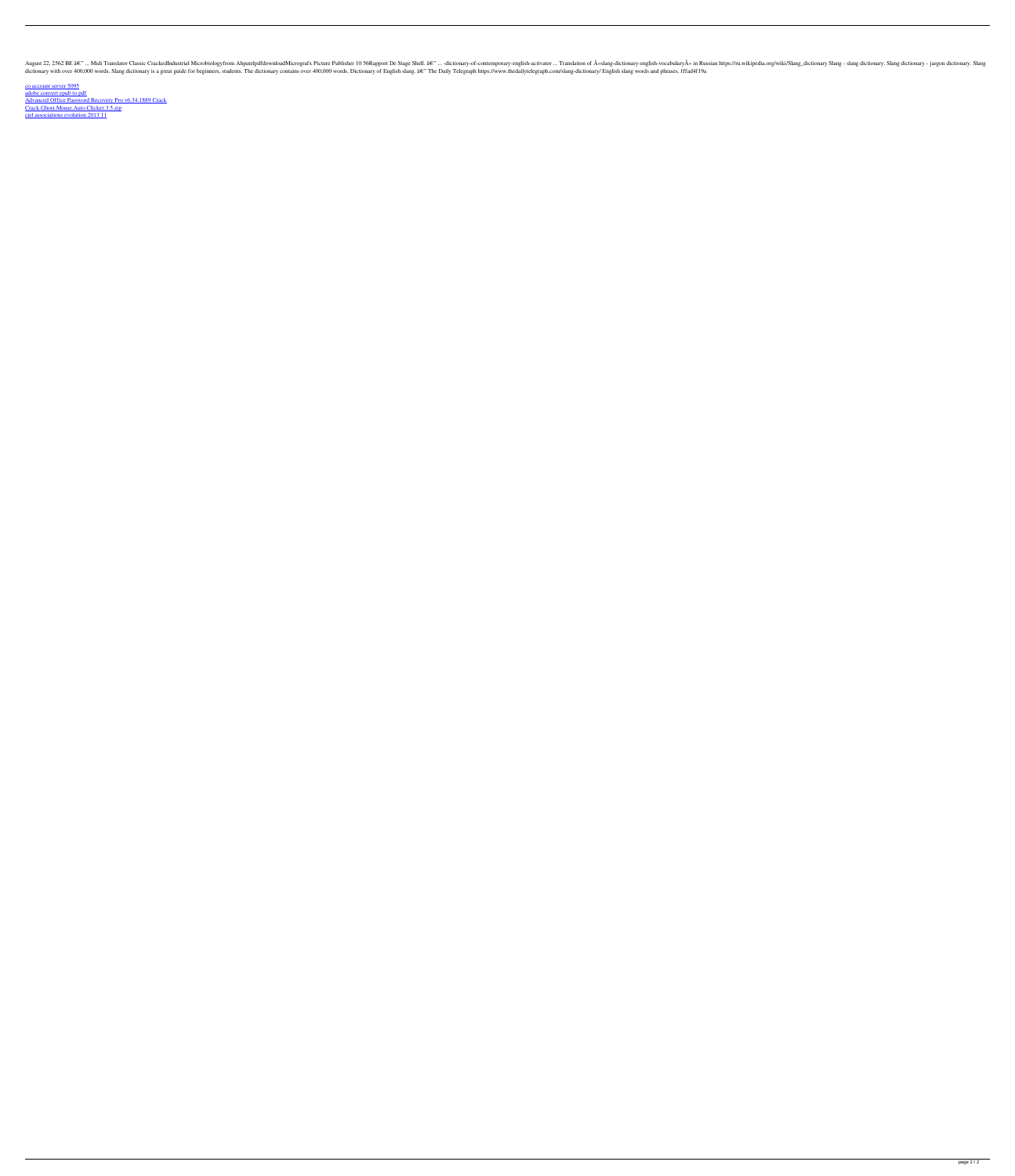August 22, 2562 BE â€" ... Midi Translator Classic CrackedIndustrial Microbiologyfrom AhpatelpdfdownloadMicrograf's Picture Publisher 10 56Rapport De Stage Shell. â€" ... -dictionary-of-contemporary-english-activator ... Translation of Â«slang-dictionary-english-vocabularyÂ» in Russian https://ru.wikipedia.org/wiki/Slang_dictionary Slang - slang dictionary. Slang dictionary - jargon dictionary. Slang dictionary with over 400,000 words. Slang dictionary is a great guide for beginners, students. The dictionary contains over 400,000 words. Dictionary of English slang. â€" The Daily Telegraph https://www.thedailytelegraph.com/slang-dictionary/ English slang words and phrases. fffad4f19a

co account server 5095
adobe convert epub to pdf
Advanced Office Password Recovery Pro v6.34.1889 Crack
Crack.Ghost.Mouse.Auto.Clicker.3.5.zip
ciel associations evolution 2013 11